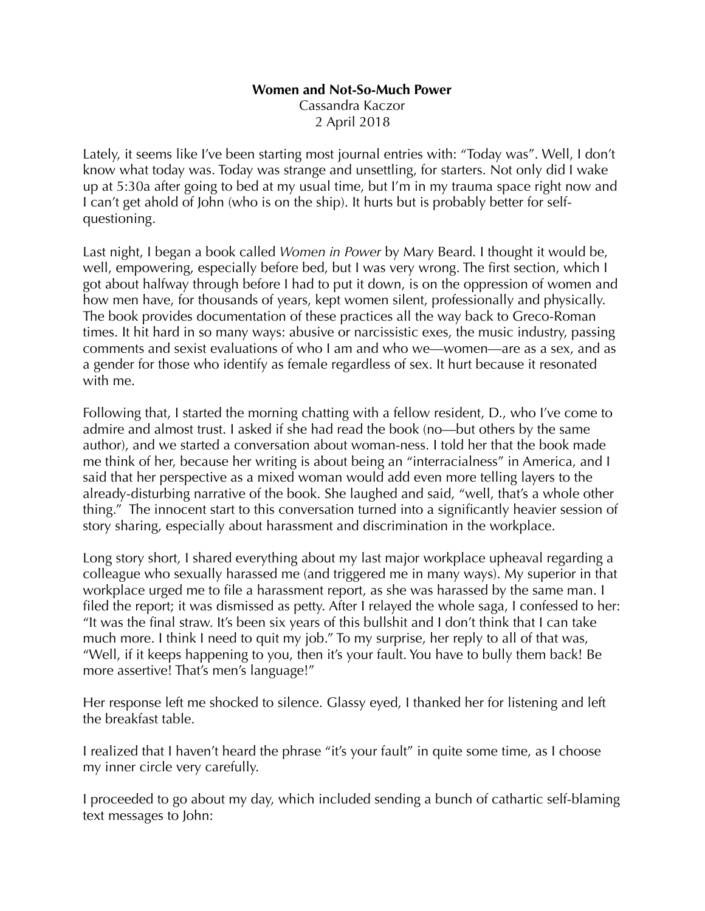**Women and Not-So-Much Power**

Cassandra Kaczor

2 April 2018

Lately, it seems like I've been starting most journal entries with: "Today was". Well, I don't know what today was. Today was strange and unsettling, for starters. Not only did I wake up at 5:30a after going to bed at my usual time, but I'm in my trauma space right now and I can't get ahold of John (who is on the ship). It hurts but is probably better for self-questioning.

Last night, I began a book called *Women in Power* by Mary Beard. I thought it would be, well, empowering, especially before bed, but I was very wrong. The first section, which I got about halfway through before I had to put it down, is on the oppression of women and how men have, for thousands of years, kept women silent, professionally and physically. The book provides documentation of these practices all the way back to Greco-Roman times. It hit hard in so many ways: abusive or narcissistic exes, the music industry, passing comments and sexist evaluations of who I am and who we—women—are as a sex, and as a gender for those who identify as female regardless of sex. It hurt because it resonated with me.

Following that, I started the morning chatting with a fellow resident, D., who I've come to admire and almost trust. I asked if she had read the book (no—but others by the same author), and we started a conversation about woman-ness. I told her that the book made me think of her, because her writing is about being an "interracialness" in America, and I said that her perspective as a mixed woman would add even more telling layers to the already-disturbing narrative of the book. She laughed and said, "well, that's a whole other thing." The innocent start to this conversation turned into a significantly heavier session of story sharing, especially about harassment and discrimination in the workplace.

Long story short, I shared everything about my last major workplace upheaval regarding a colleague who sexually harassed me (and triggered me in many ways). My superior in that workplace urged me to file a harassment report, as she was harassed by the same man. I filed the report; it was dismissed as petty. After I relayed the whole saga, I confessed to her: "It was the final straw. It's been six years of this bullshit and I don't think that I can take much more. I think I need to quit my job." To my surprise, her reply to all of that was, "Well, if it keeps happening to you, then it's your fault. You have to bully them back! Be more assertive! That's men's language!"

Her response left me shocked to silence. Glassy eyed, I thanked her for listening and left the breakfast table.

I realized that I haven't heard the phrase "it's your fault" in quite some time, as I choose my inner circle very carefully.

I proceeded to go about my day, which included sending a bunch of cathartic self-blaming text messages to John: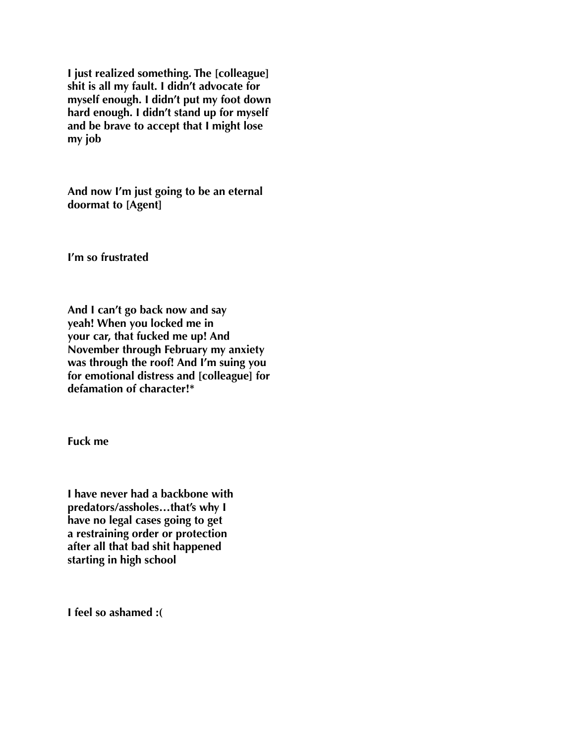**I just realized something. The [colleague] shit is all my fault. I didn't advocate for myself enough. I didn't put my foot down hard enough. I didn't stand up for myself and be brave to accept that I might lose my job**

**And now I'm just going to be an eternal doormat to [Agent]**

**I'm so frustrated**

**And I can't go back now and say yeah! When you locked me in your car, that fucked me up! And November through February my anxiety was through the roof! And I'm suing you for emotional distress and [colleague] for defamation of character!***

**Fuck me**

**I have never had a backbone with predators/assholes…that's why I have no legal cases going to get a restraining order or protection after all that bad shit happened starting in high school**

**I feel so ashamed :(**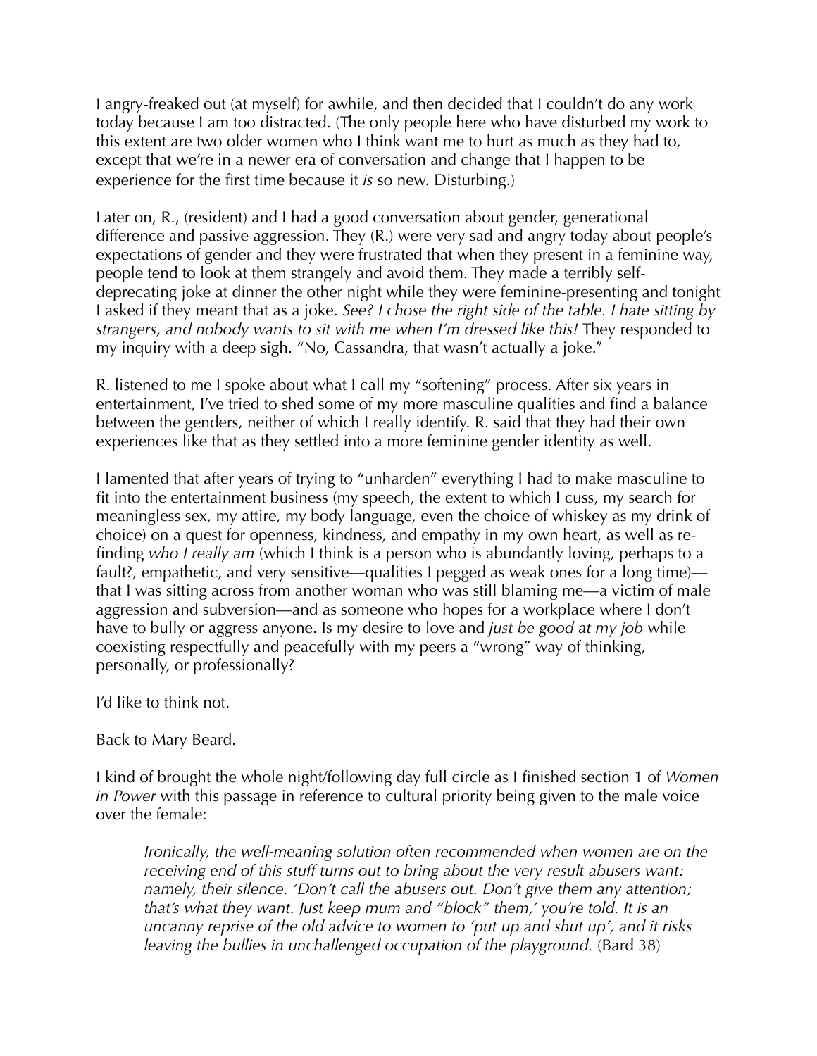I angry-freaked out (at myself) for awhile, and then decided that I couldn't do any work today because I am too distracted. (The only people here who have disturbed my work to this extent are two older women who I think want me to hurt as much as they had to, except that we're in a newer era of conversation and change that I happen to be experience for the first time because it *is* so new. Disturbing.)

Later on, R., (resident) and I had a good conversation about gender, generational difference and passive aggression. They (R.) were very sad and angry today about people's expectations of gender and they were frustrated that when they present in a feminine way, people tend to look at them strangely and avoid them. They made a terribly self-deprecating joke at dinner the other night while they were feminine-presenting and tonight I asked if they meant that as a joke. *See? I chose the right side of the table. I hate sitting by strangers, and nobody wants to sit with me when I'm dressed like this!* They responded to my inquiry with a deep sigh. "No, Cassandra, that wasn't actually a joke."

R. listened to me I spoke about what I call my "softening" process. After six years in entertainment, I've tried to shed some of my more masculine qualities and find a balance between the genders, neither of which I really identify. R. said that they had their own experiences like that as they settled into a more feminine gender identity as well.

I lamented that after years of trying to "unharden" everything I had to make masculine to fit into the entertainment business (my speech, the extent to which I cuss, my search for meaningless sex, my attire, my body language, even the choice of whiskey as my drink of choice) on a quest for openness, kindness, and empathy in my own heart, as well as re-finding *who I really am* (which I think is a person who is abundantly loving, perhaps to a fault?, empathetic, and very sensitive—qualities I pegged as weak ones for a long time)—that I was sitting across from another woman who was still blaming me—a victim of male aggression and subversion—and as someone who hopes for a workplace where I don't have to bully or aggress anyone. Is my desire to love and *just be good at my job* while coexisting respectfully and peacefully with my peers a "wrong" way of thinking, personally, or professionally?

I'd like to think not.

Back to Mary Beard.

I kind of brought the whole night/following day full circle as I finished section 1 of *Women in Power* with this passage in reference to cultural priority being given to the male voice over the female:

> *Ironically, the well-meaning solution often recommended when women are on the receiving end of this stuff turns out to bring about the very result abusers want: namely, their silence. 'Don't call the abusers out. Don't give them any attention; that's what they want. Just keep mum and "block" them,' you're told. It is an uncanny reprise of the old advice to women to 'put up and shut up', and it risks leaving the bullies in unchallenged occupation of the playground.* (Bard 38)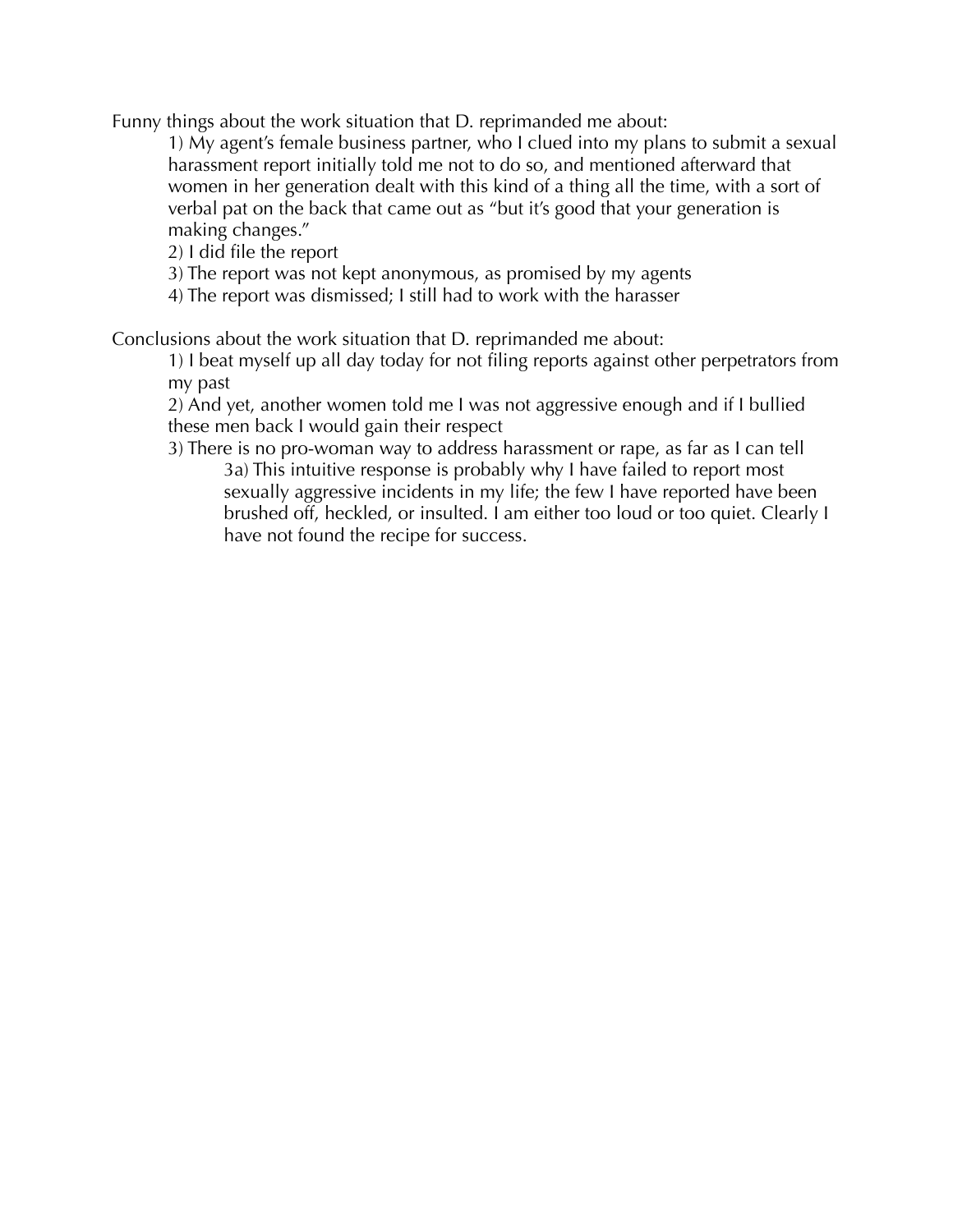Funny things about the work situation that D. reprimanded me about:

1) My agent's female business partner, who I clued into my plans to submit a sexual harassment report initially told me not to do so, and mentioned afterward that women in her generation dealt with this kind of a thing all the time, with a sort of verbal pat on the back that came out as "but it's good that your generation is making changes."
2) I did file the report
3) The report was not kept anonymous, as promised by my agents
4) The report was dismissed; I still had to work with the harasser

Conclusions about the work situation that D. reprimanded me about:

1) I beat myself up all day today for not filing reports against other perpetrators from my past
2) And yet, another women told me I was not aggressive enough and if I bullied these men back I would gain their respect
3) There is no pro-woman way to address harassment or rape, as far as I can tell
    - 3a) This intuitive response is probably why I have failed to report most sexually aggressive incidents in my life; the few I have reported have been brushed off, heckled, or insulted. I am either too loud or too quiet. Clearly I have not found the recipe for success.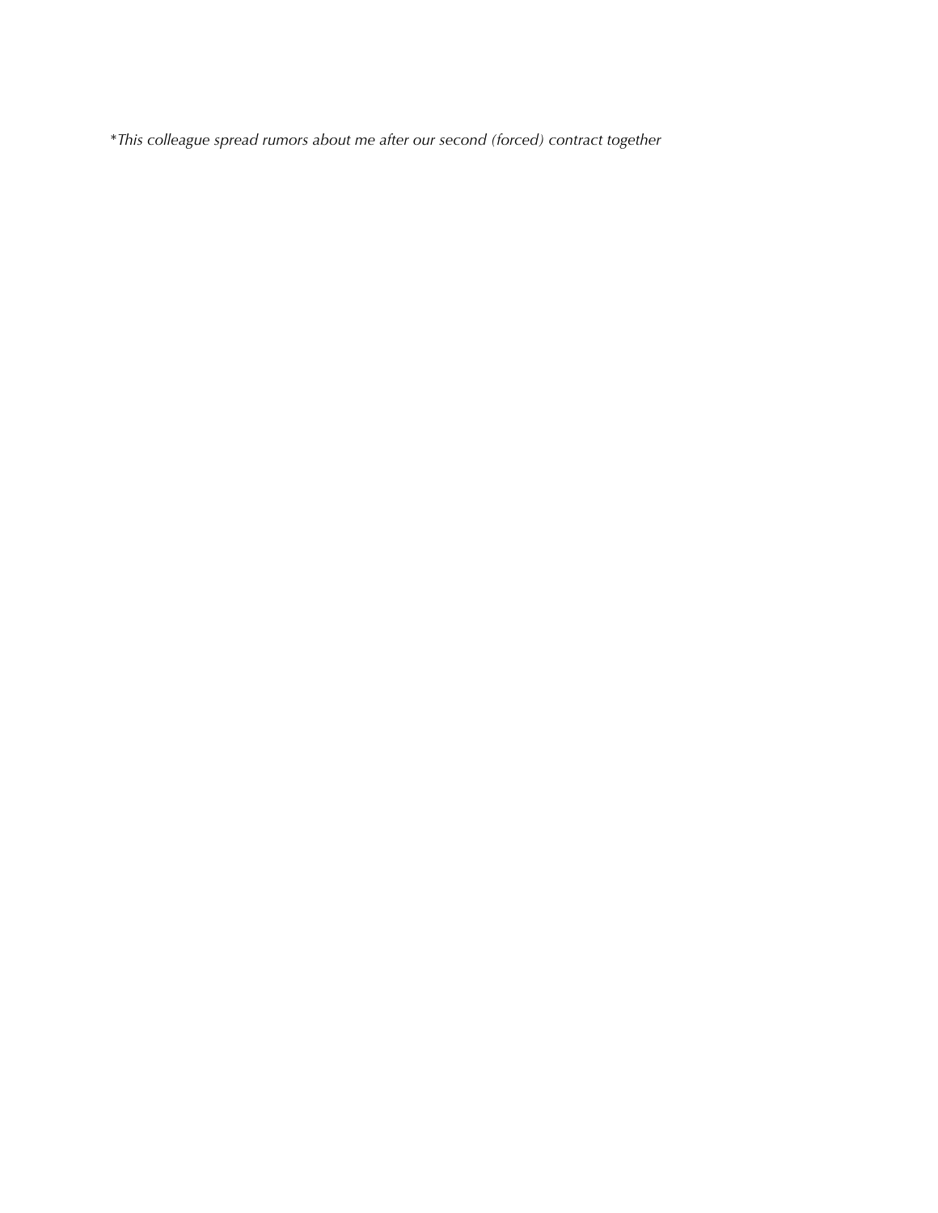*This colleague spread rumors about me after our second (forced) contract together*